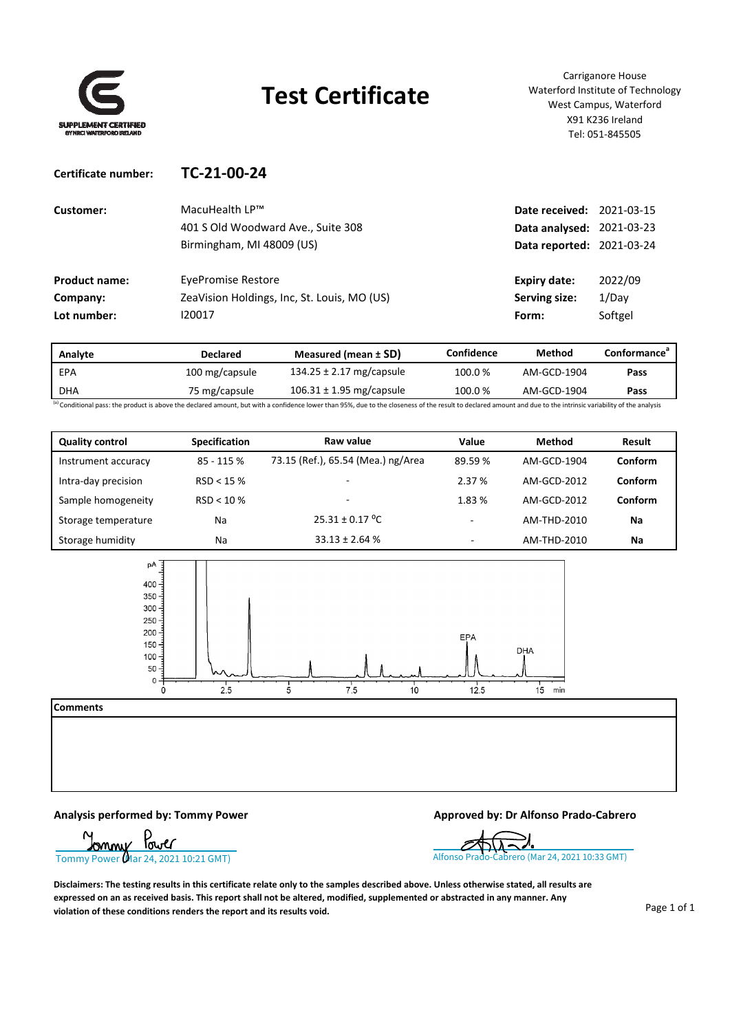SUPPLEMENT CERTIFIED
BY NRCI WATERFORD IRELAND

# Test Certificate

Carriganore House
Waterford Institute of Technology
West Campus, Waterford
X91 K236 Ireland
Tel: 051-845505

**Certificate number:** **TC-21-00-24**

| | | | |
|---|---|---|---|
| **Customer:** | MacuHealth LP™<br>401 S Old Woodward Ave., Suite 308<br>Birmingham, MI 48009 (US) | **Date received:**<br>**Data analysed:**<br>**Data reported:** | 2021-03-15<br>2021-03-23<br>2021-03-24 |
| **Product name:** | EyePromise Restore | **Expiry date:** | 2022/09 |
| **Company:** | ZeaVision Holdings, Inc, St. Louis, MO (US) | **Serving size:** | 1/Day |
| **Lot number:** | I20017 | **Form:** | Softgel |

| Analyte | Declared | Measured (mean ± SD) | Confidence | Method | Conformance[a] |
|---|---|---|---|---|---|
| EPA | 100 mg/capsule | 134.25 ± 2.17 mg/capsule | 100.0 % | AM-GCD-1904 | **Pass** |
| DHA | 75 mg/capsule | 106.31 ± 1.95 mg/capsule | 100.0 % | AM-GCD-1904 | **Pass** |

[a] Conditional pass: the product is above the declared amount, but with a confidence lower than 95%, due to the closeness of the result to declared amount and due to the intrinsic variability of the analysis

| Quality control | Specification | Raw value | Value | Method | Result |
|---|---|---|---|---|---|
| Instrument accuracy | 85 - 115 % | 73.15 (Ref.), 65.54 (Mea.) ng/Area | 89.59 % | AM-GCD-1904 | **Conform** |
| Intra-day precision | RSD < 15 % | - | 2.37 % | AM-GCD-2012 | **Conform** |
| Sample homogeneity | RSD < 10 % | - | 1.83 % | AM-GCD-2012 | **Conform** |
| Storage temperature | Na | 25.31 ± 0.17 °C | - | AM-THD-2010 | **Na** |
| Storage humidity | Na | 33.13 ± 2.64 % | - | AM-THD-2010 | **Na** |

**Comments**

**Analysis performed by: Tommy Power**

Tommy Power (Mar 24, 2021 10:21 GMT)

**Approved by: Dr Alfonso Prado-Cabrero**

Alfonso Prado-Cabrero (Mar 24, 2021 10:33 GMT)

**Disclaimers: The testing results in this certificate relate only to the samples described above. Unless otherwise stated, all results are expressed on an as received basis. This report shall not be altered, modified, supplemented or abstracted in any manner. Any violation of these conditions renders the report and its results void.**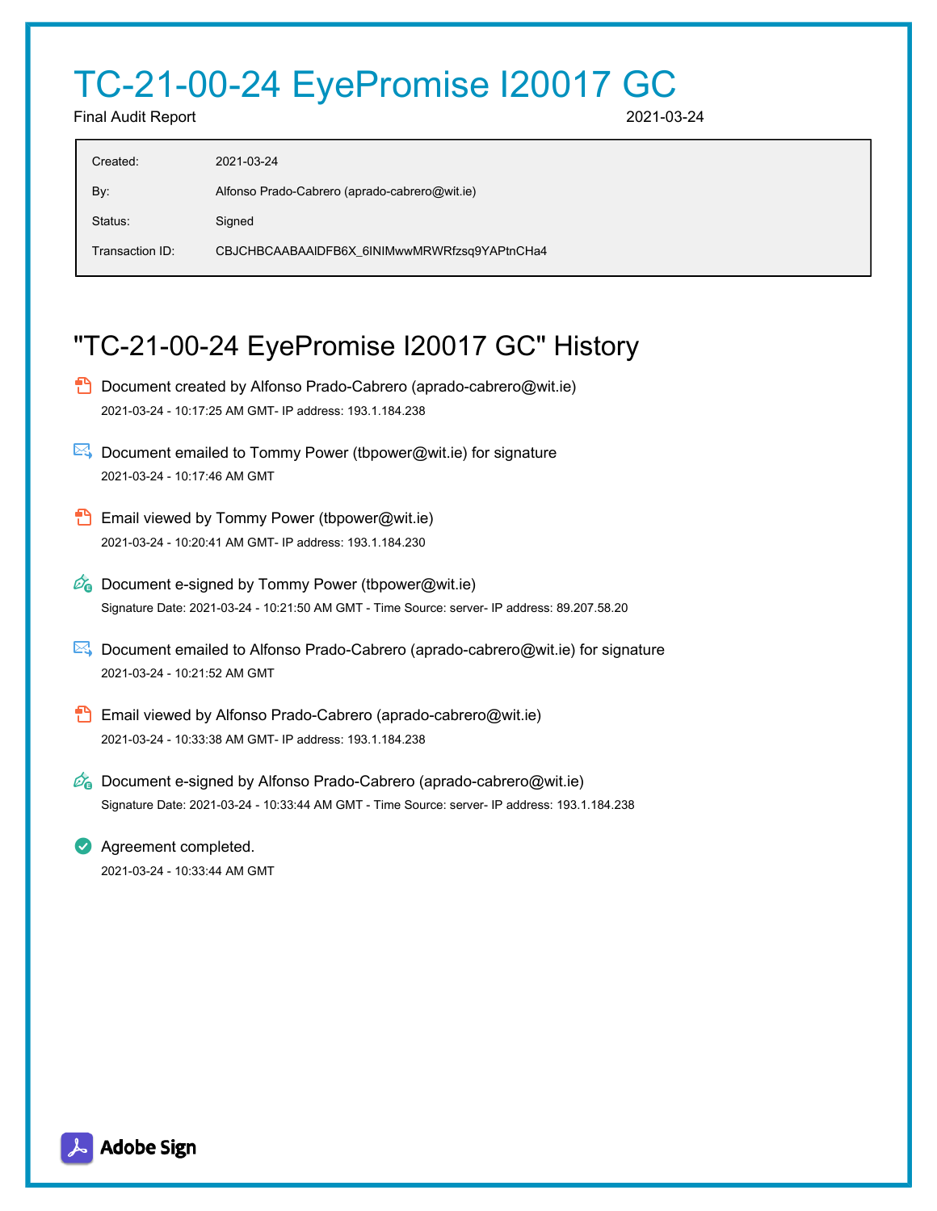# TC-21-00-24 EyePromise I20017 GC

Final Audit Report 2021-03-24

| | |
|---|---|
| Created: | 2021-03-24 |
| By: | Alfonso Prado-Cabrero (aprado-cabrero@wit.ie) |
| Status: | Signed |
| Transaction ID: | CBJCHBCAABAAlDFB6X_6INIMwwMRWRfzsq9YAPtnCHa4 |

## "TC-21-00-24 EyePromise I20017 GC" History

- Document created by Alfonso Prado-Cabrero (aprado-cabrero@wit.ie)
  2021-03-24 - 10:17:25 AM GMT- IP address: 193.1.184.238

- Document emailed to Tommy Power (tbpower@wit.ie) for signature
  2021-03-24 - 10:17:46 AM GMT

- Email viewed by Tommy Power (tbpower@wit.ie)
  2021-03-24 - 10:20:41 AM GMT- IP address: 193.1.184.230

- Document e-signed by Tommy Power (tbpower@wit.ie)
  Signature Date: 2021-03-24 - 10:21:50 AM GMT - Time Source: server- IP address: 89.207.58.20

- Document emailed to Alfonso Prado-Cabrero (aprado-cabrero@wit.ie) for signature
  2021-03-24 - 10:21:52 AM GMT

- Email viewed by Alfonso Prado-Cabrero (aprado-cabrero@wit.ie)
  2021-03-24 - 10:33:38 AM GMT- IP address: 193.1.184.238

- Document e-signed by Alfonso Prado-Cabrero (aprado-cabrero@wit.ie)
  Signature Date: 2021-03-24 - 10:33:44 AM GMT - Time Source: server- IP address: 193.1.184.238

- Agreement completed.
  2021-03-24 - 10:33:44 AM GMT

Adobe Sign